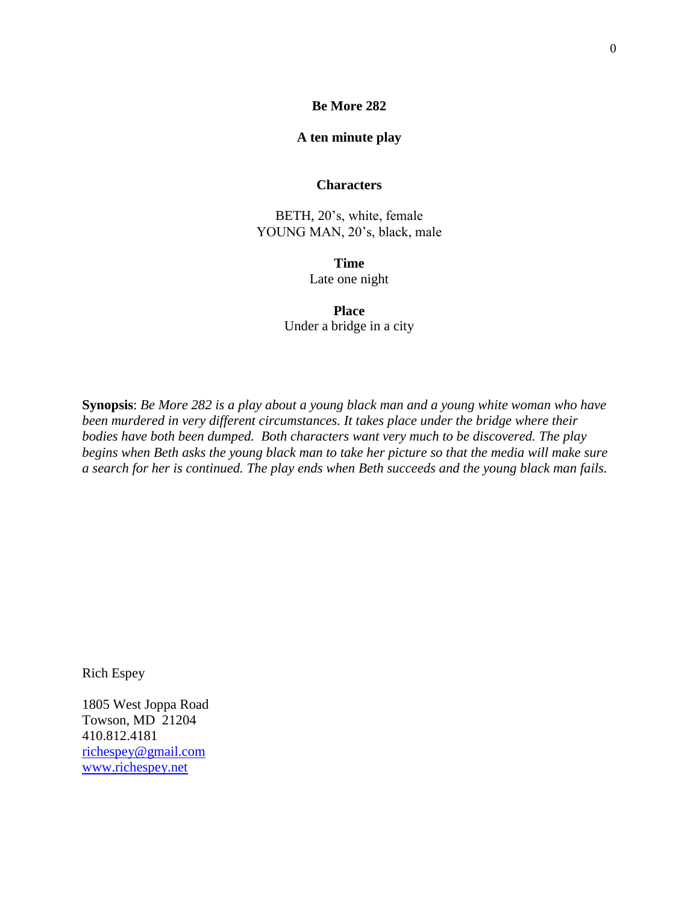# Be More 282

## A ten minute play

### Characters

BETH, 20's, white, female
YOUNG MAN, 20's, black, male

### Time

Late one night

### Place

Under a bridge in a city

**Synopsis**: *Be More 282 is a play about a young black man and a young white woman who have been murdered in very different circumstances. It takes place under the bridge where their bodies have both been dumped. Both characters want very much to be discovered. The play begins when Beth asks the young black man to take her picture so that the media will make sure a search for her is continued. The play ends when Beth succeeds and the young black man fails.*

Rich Espey

1805 West Joppa Road
Towson, MD 21204
410.812.4181
richespey@gmail.com
www.richespey.net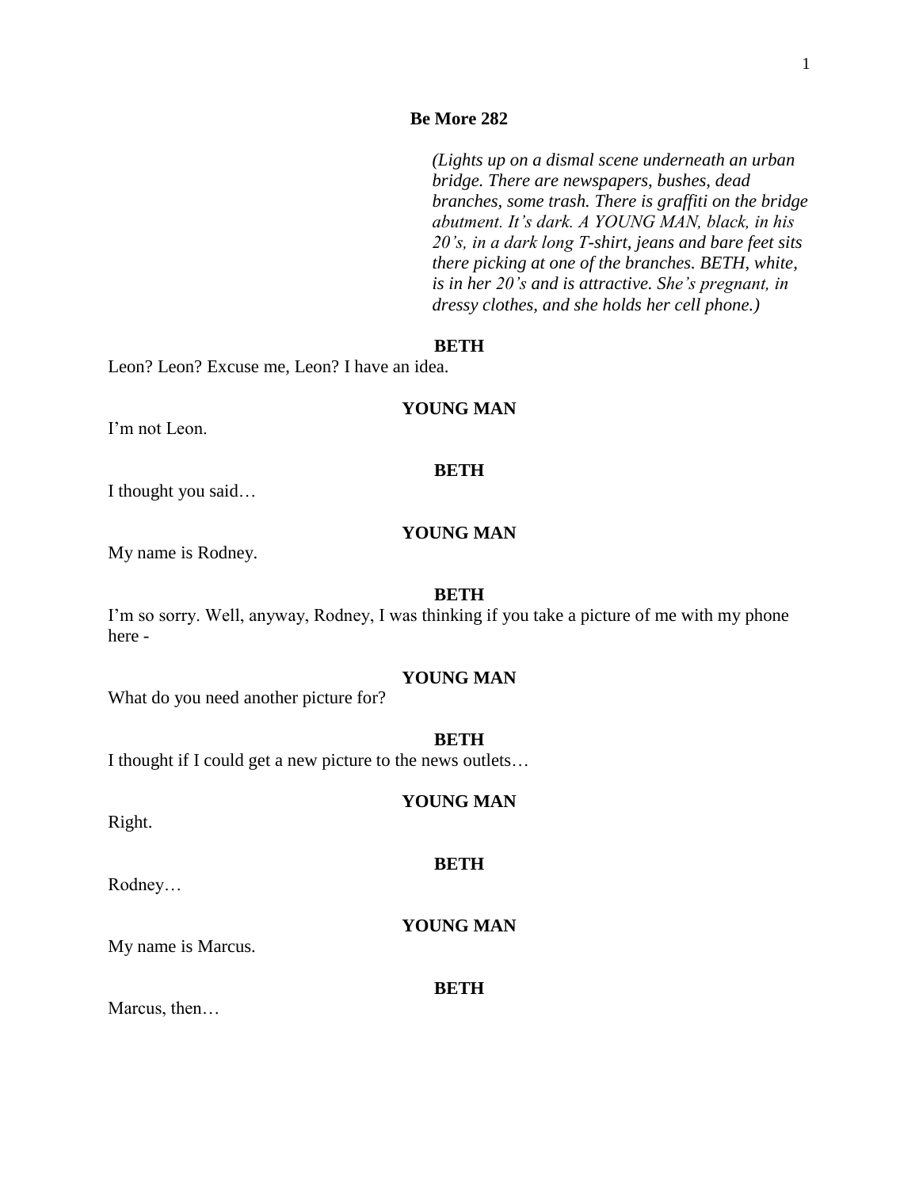**Be More 282**

*(Lights up on a dismal scene underneath an urban bridge. There are newspapers, bushes, dead branches, some trash. There is graffiti on the bridge abutment. It's dark. A YOUNG MAN, black, in his 20's, in a dark long T-shirt, jeans and bare feet sits there picking at one of the branches. BETH, white, is in her 20's and is attractive. She's pregnant, in dressy clothes, and she holds her cell phone.)*

**BETH**

Leon? Leon? Excuse me, Leon? I have an idea.

**YOUNG MAN**

I'm not Leon.

**BETH**

I thought you said…

**YOUNG MAN**

My name is Rodney.

**BETH**

I'm so sorry. Well, anyway, Rodney, I was thinking if you take a picture of me with my phone here -

**YOUNG MAN**

What do you need another picture for?

**BETH**

I thought if I could get a new picture to the news outlets…

**YOUNG MAN**

Right.

**BETH**

Rodney…

**YOUNG MAN**

My name is Marcus.

**BETH**

Marcus, then…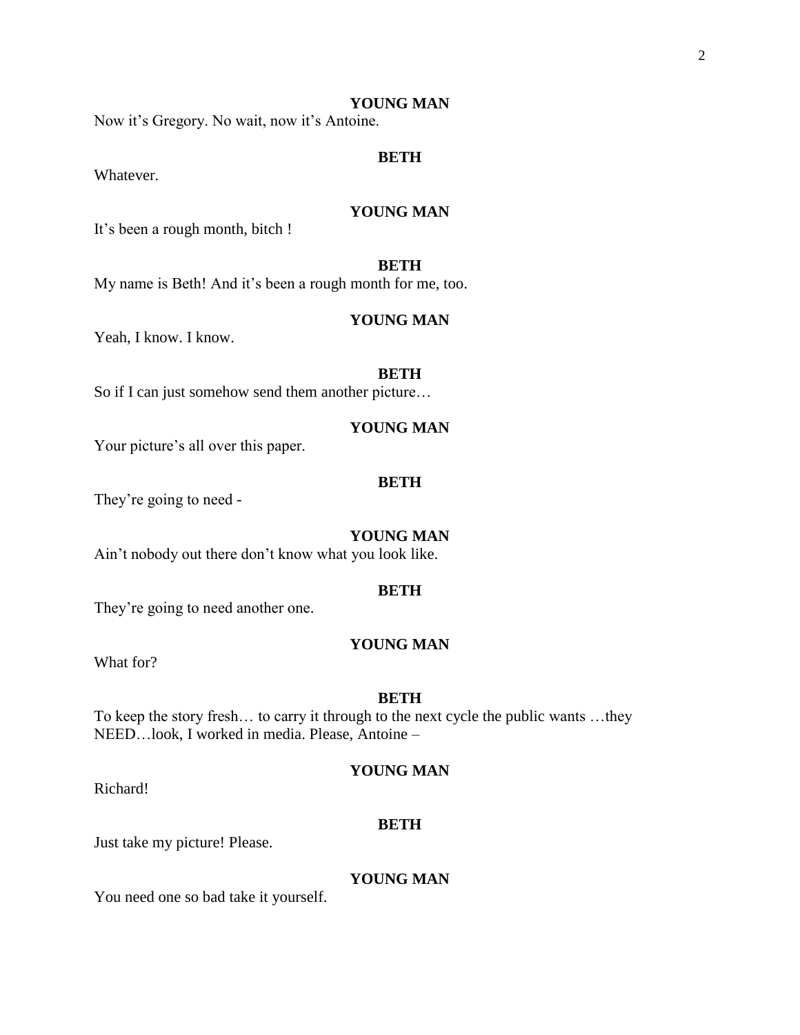**YOUNG MAN**

Now it's Gregory. No wait, now it's Antoine.

**BETH**

Whatever.

**YOUNG MAN**

It's been a rough month, bitch !

**BETH**

My name is Beth! And it's been a rough month for me, too.

**YOUNG MAN**

Yeah, I know. I know.

**BETH**

So if I can just somehow send them another picture…

**YOUNG MAN**

Your picture's all over this paper.

**BETH**

They're going to need -

**YOUNG MAN**

Ain't nobody out there don't know what you look like.

**BETH**

They're going to need another one.

**YOUNG MAN**

What for?

**BETH**

To keep the story fresh… to carry it through to the next cycle the public wants …they NEED…look, I worked in media. Please, Antoine –

**YOUNG MAN**

Richard!

**BETH**

Just take my picture! Please.

**YOUNG MAN**

You need one so bad take it yourself.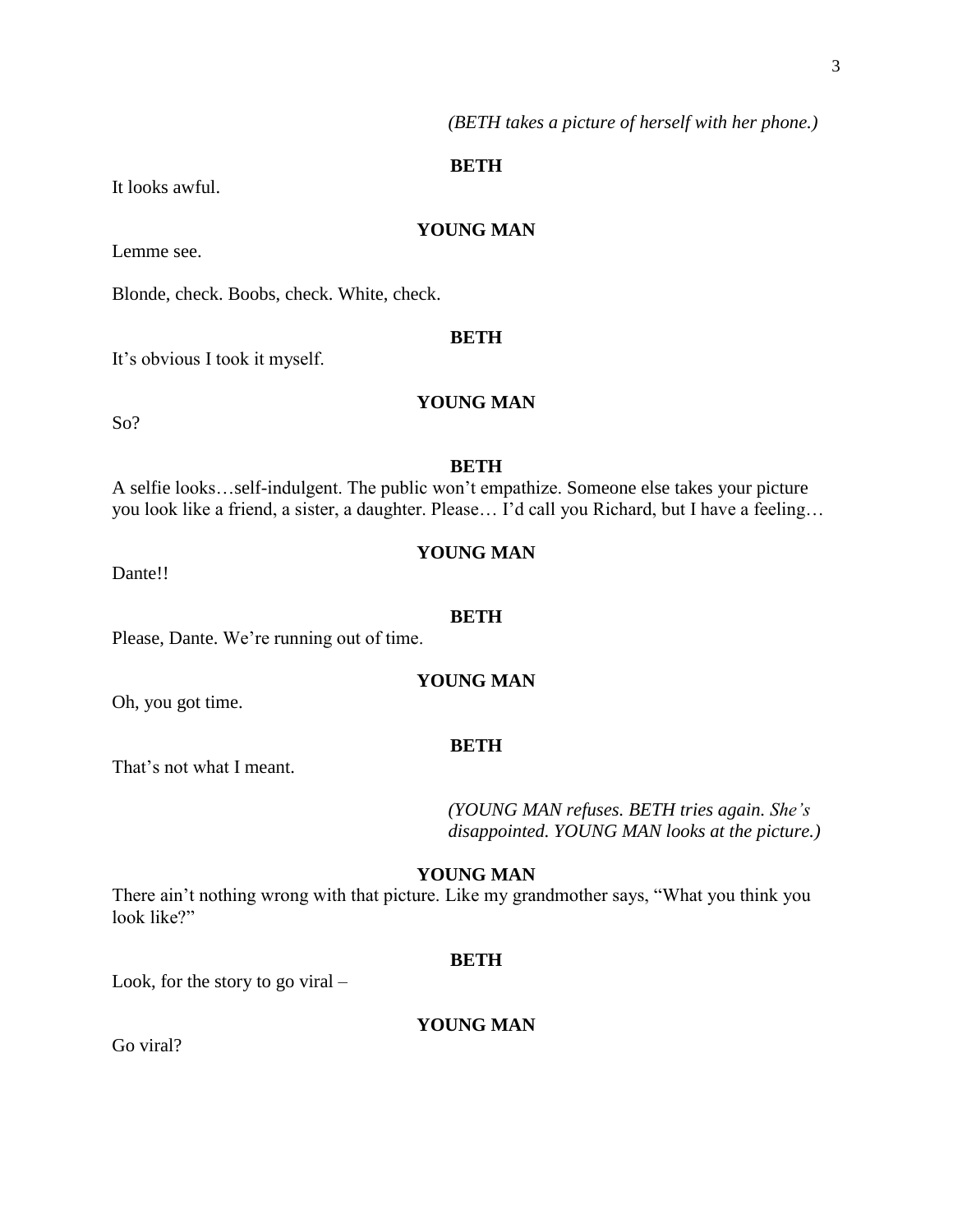*(BETH takes a picture of herself with her phone.)*

**BETH**

It looks awful.

**YOUNG MAN**

Lemme see.

Blonde, check. Boobs, check. White, check.

**BETH**

It's obvious I took it myself.

**YOUNG MAN**

So?

**BETH**

A selfie looks…self-indulgent. The public won't empathize. Someone else takes your picture you look like a friend, a sister, a daughter. Please… I'd call you Richard, but I have a feeling…

**YOUNG MAN**

Dante!!

**BETH**

Please, Dante. We're running out of time.

**YOUNG MAN**

Oh, you got time.

**BETH**

That's not what I meant.

*(YOUNG MAN refuses. BETH tries again. She's disappointed. YOUNG MAN looks at the picture.)*

**YOUNG MAN**

There ain't nothing wrong with that picture. Like my grandmother says, "What you think you look like?"

**BETH**

Look, for the story to go viral –

**YOUNG MAN**

Go viral?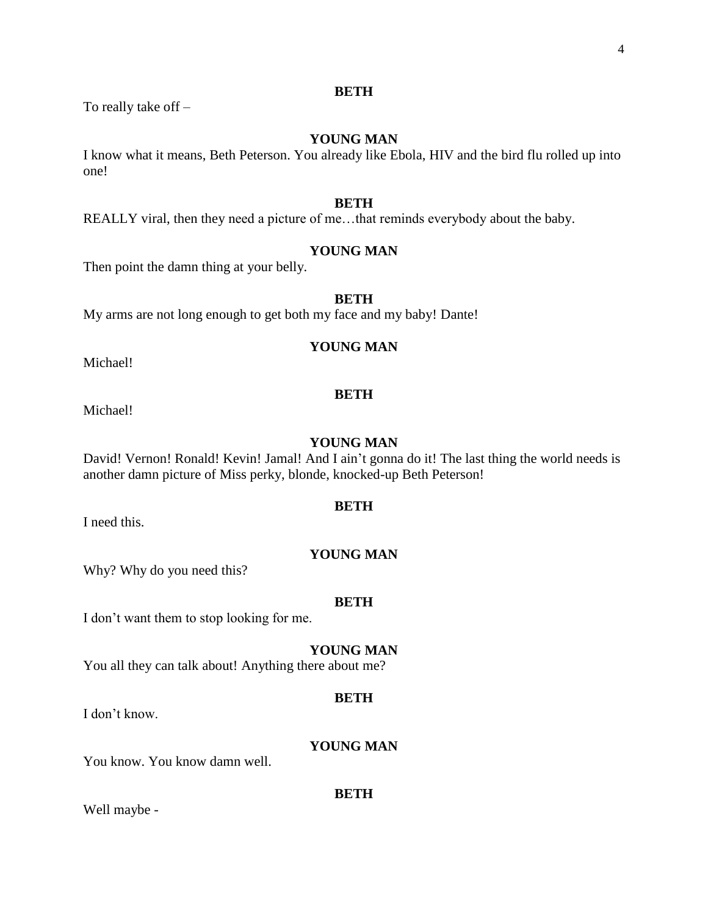**BETH**

To really take off –

**YOUNG MAN**

I know what it means, Beth Peterson. You already like Ebola, HIV and the bird flu rolled up into one!

**BETH**

REALLY viral, then they need a picture of me…that reminds everybody about the baby.

**YOUNG MAN**

Then point the damn thing at your belly.

**BETH**

My arms are not long enough to get both my face and my baby! Dante!

**YOUNG MAN**

Michael!

**BETH**

Michael!

**YOUNG MAN**

David! Vernon! Ronald! Kevin! Jamal! And I ain't gonna do it! The last thing the world needs is another damn picture of Miss perky, blonde, knocked-up Beth Peterson!

**BETH**

I need this.

**YOUNG MAN**

Why? Why do you need this?

**BETH**

I don't want them to stop looking for me.

**YOUNG MAN**

You all they can talk about! Anything there about me?

**BETH**

I don't know.

**YOUNG MAN**

You know. You know damn well.

**BETH**

Well maybe -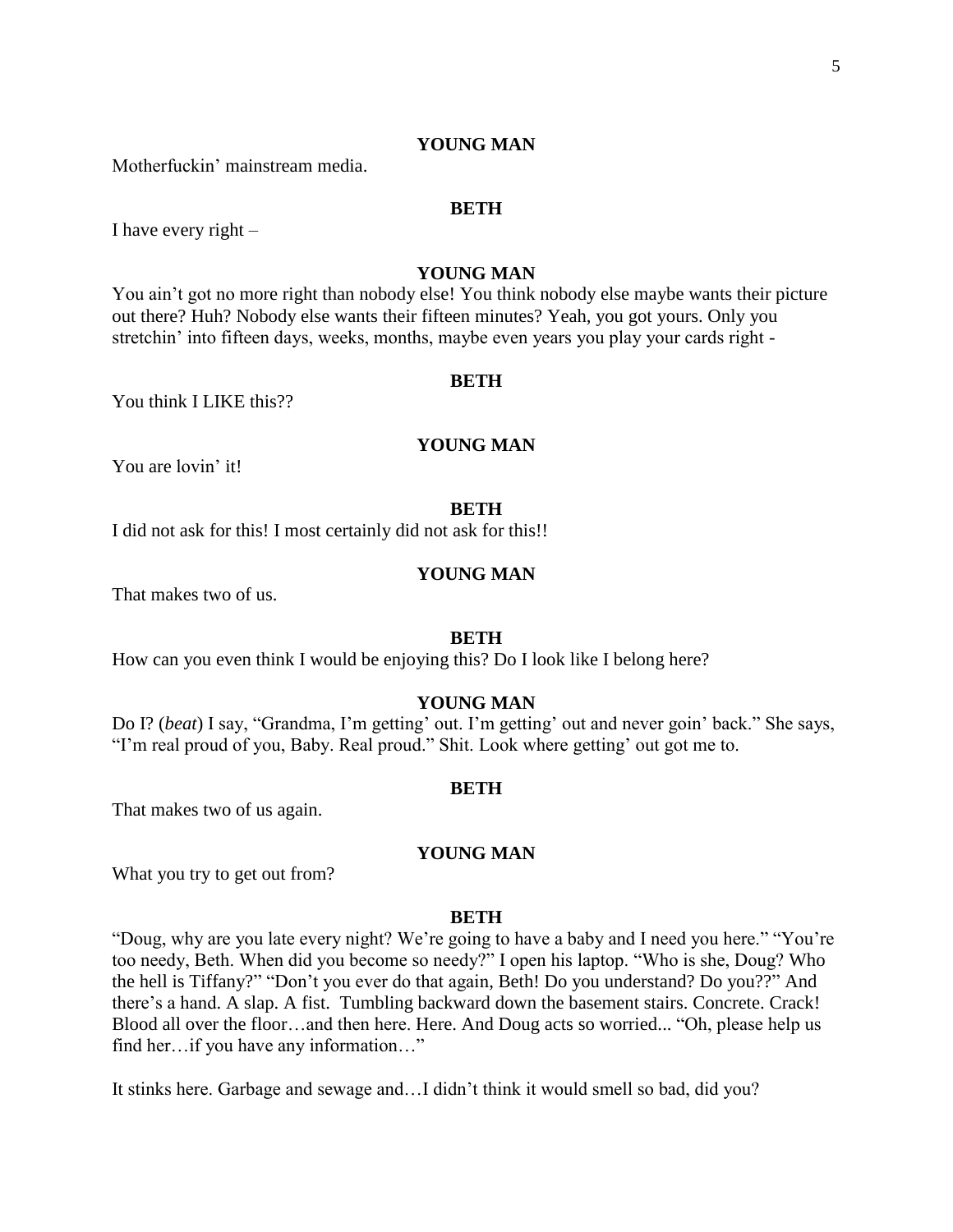**YOUNG MAN**

Motherfuckin' mainstream media.

**BETH**

I have every right –

**YOUNG MAN**

You ain't got no more right than nobody else! You think nobody else maybe wants their picture out there? Huh? Nobody else wants their fifteen minutes? Yeah, you got yours. Only you stretchin' into fifteen days, weeks, months, maybe even years you play your cards right -

**BETH**

You think I LIKE this??

**YOUNG MAN**

You are lovin' it!

**BETH**

I did not ask for this! I most certainly did not ask for this!!

**YOUNG MAN**

That makes two of us.

**BETH**

How can you even think I would be enjoying this? Do I look like I belong here?

**YOUNG MAN**

Do I? (*beat*) I say, "Grandma, I'm getting' out. I'm getting' out and never goin' back." She says, "I'm real proud of you, Baby. Real proud." Shit. Look where getting' out got me to.

**BETH**

That makes two of us again.

**YOUNG MAN**

What you try to get out from?

**BETH**

"Doug, why are you late every night? We're going to have a baby and I need you here." "You're too needy, Beth. When did you become so needy?" I open his laptop. "Who is she, Doug? Who the hell is Tiffany?" "Don't you ever do that again, Beth! Do you understand? Do you??" And there's a hand. A slap. A fist. Tumbling backward down the basement stairs. Concrete. Crack! Blood all over the floor…and then here. Here. And Doug acts so worried... "Oh, please help us find her…if you have any information…"

It stinks here. Garbage and sewage and…I didn't think it would smell so bad, did you?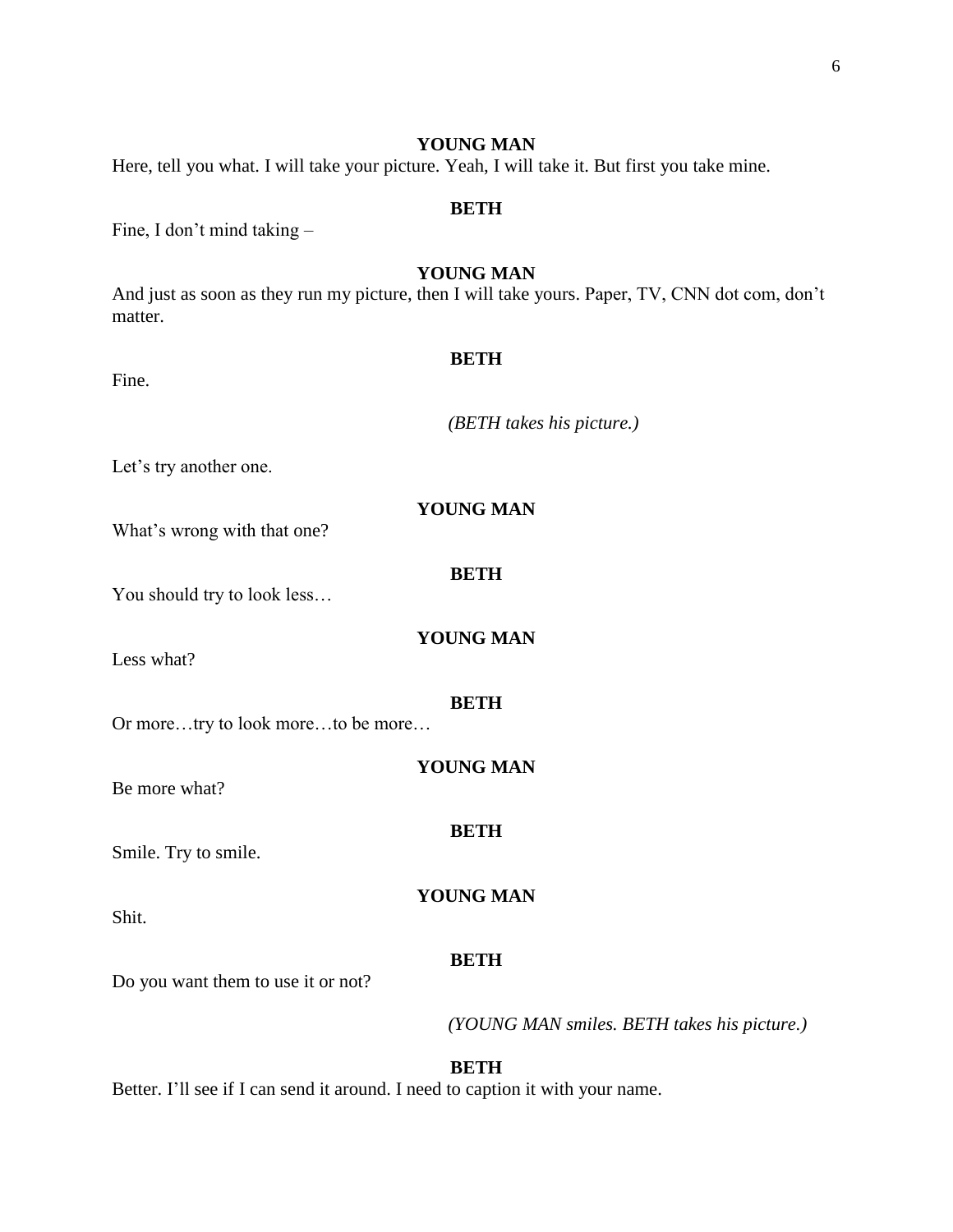**YOUNG MAN**

Here, tell you what. I will take your picture. Yeah, I will take it. But first you take mine.

**BETH**

Fine, I don't mind taking –

**YOUNG MAN**

And just as soon as they run my picture, then I will take yours. Paper, TV, CNN dot com, don't matter.

**BETH**

Fine.

*(BETH takes his picture.)*

Let's try another one.

**YOUNG MAN**

What's wrong with that one?

**BETH**

You should try to look less…

**YOUNG MAN**

Less what?

**BETH**

Or more…try to look more…to be more…

**YOUNG MAN**

Be more what?

**BETH**

Smile. Try to smile.

**YOUNG MAN**

Shit.

**BETH**

Do you want them to use it or not?

*(YOUNG MAN smiles. BETH takes his picture.)*

**BETH**

Better. I'll see if I can send it around. I need to caption it with your name.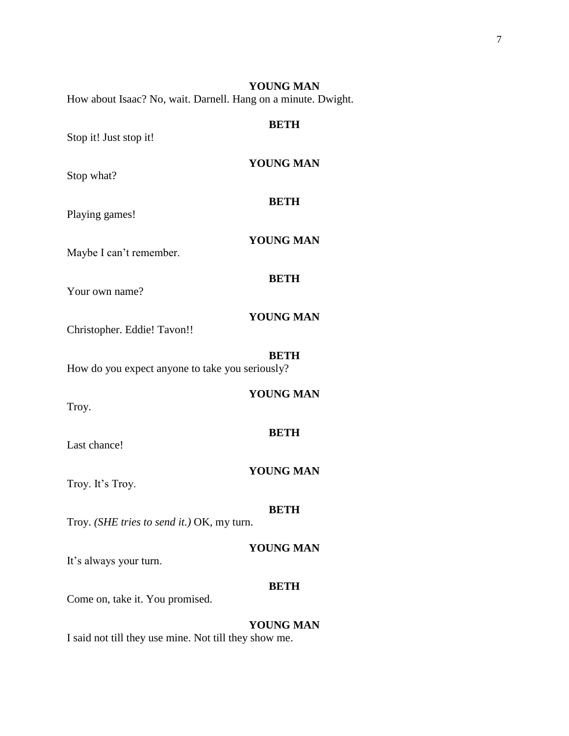**YOUNG MAN**

How about Isaac? No, wait. Darnell. Hang on a minute. Dwight.

**BETH**

Stop it! Just stop it!

**YOUNG MAN**

Stop what?

**BETH**

Playing games!

**YOUNG MAN**

Maybe I can't remember.

**BETH**

Your own name?

**YOUNG MAN**

Christopher. Eddie! Tavon!!

**BETH**

How do you expect anyone to take you seriously?

**YOUNG MAN**

Troy.

**BETH**

Last chance!

**YOUNG MAN**

Troy. It's Troy.

**BETH**

Troy. *(SHE tries to send it.)* OK, my turn.

**YOUNG MAN**

It's always your turn.

**BETH**

Come on, take it. You promised.

**YOUNG MAN**

I said not till they use mine. Not till they show me.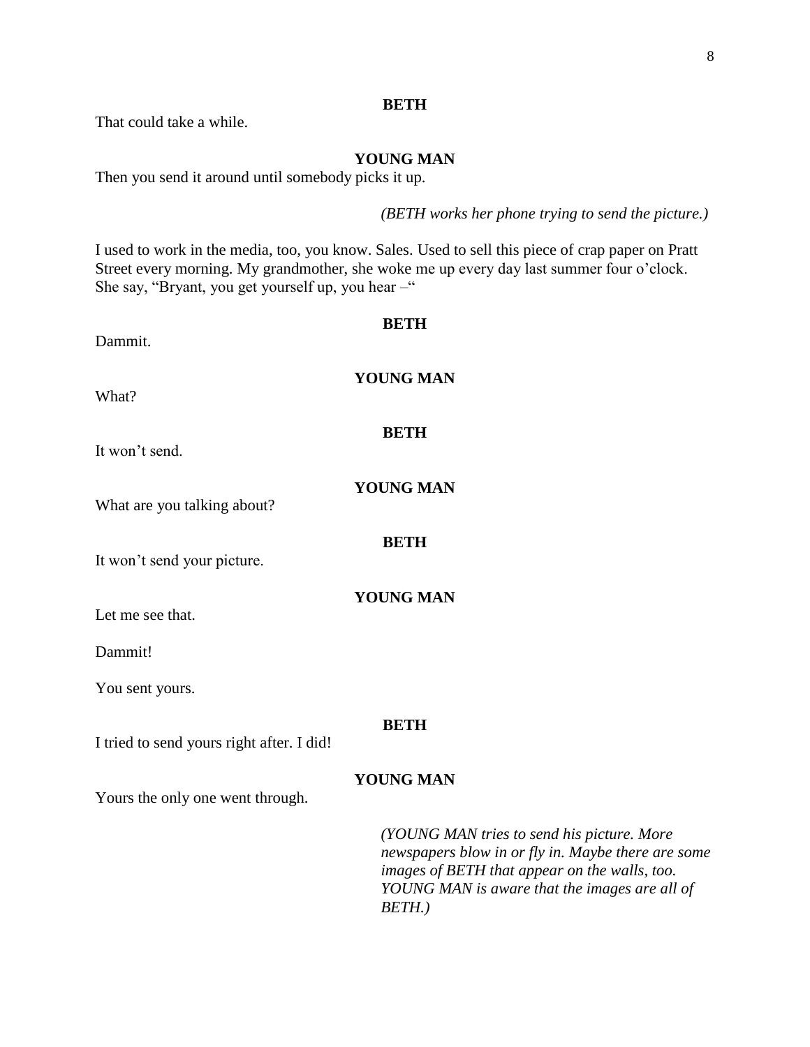**BETH**

That could take a while.

**YOUNG MAN**

Then you send it around until somebody picks it up.

*(BETH works her phone trying to send the picture.)*

I used to work in the media, too, you know. Sales. Used to sell this piece of crap paper on Pratt Street every morning. My grandmother, she woke me up every day last summer four o'clock. She say, "Bryant, you get yourself up, you hear –"

**BETH**

Dammit.

**YOUNG MAN**

What?

**BETH**

It won't send.

**YOUNG MAN**

What are you talking about?

**BETH**

It won't send your picture.

**YOUNG MAN**

Let me see that.

Dammit!

You sent yours.

**BETH**

I tried to send yours right after. I did!

**YOUNG MAN**

Yours the only one went through.

*(YOUNG MAN tries to send his picture. More newspapers blow in or fly in. Maybe there are some images of BETH that appear on the walls, too. YOUNG MAN is aware that the images are all of BETH.)*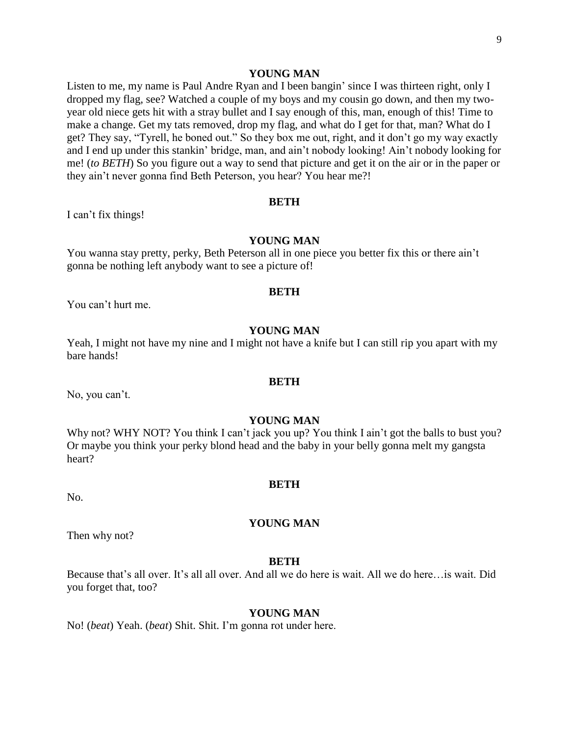**YOUNG MAN**

Listen to me, my name is Paul Andre Ryan and I been bangin' since I was thirteen right, only I dropped my flag, see? Watched a couple of my boys and my cousin go down, and then my two-year old niece gets hit with a stray bullet and I say enough of this, man, enough of this! Time to make a change. Get my tats removed, drop my flag, and what do I get for that, man? What do I get? They say, "Tyrell, he boned out." So they box me out, right, and it don't go my way exactly and I end up under this stankin' bridge, man, and ain't nobody looking! Ain't nobody looking for me! (*to BETH*) So you figure out a way to send that picture and get it on the air or in the paper or they ain't never gonna find Beth Peterson, you hear? You hear me?!

**BETH**

I can't fix things!

**YOUNG MAN**

You wanna stay pretty, perky, Beth Peterson all in one piece you better fix this or there ain't gonna be nothing left anybody want to see a picture of!

**BETH**

You can't hurt me.

**YOUNG MAN**

Yeah, I might not have my nine and I might not have a knife but I can still rip you apart with my bare hands!

**BETH**

No, you can't.

**YOUNG MAN**

Why not? WHY NOT? You think I can't jack you up? You think I ain't got the balls to bust you? Or maybe you think your perky blond head and the baby in your belly gonna melt my gangsta heart?

**BETH**

No.

**YOUNG MAN**

Then why not?

**BETH**

Because that's all over. It's all all over. And all we do here is wait. All we do here…is wait. Did you forget that, too?

**YOUNG MAN**

No! (*beat*) Yeah. (*beat*) Shit. Shit. I'm gonna rot under here.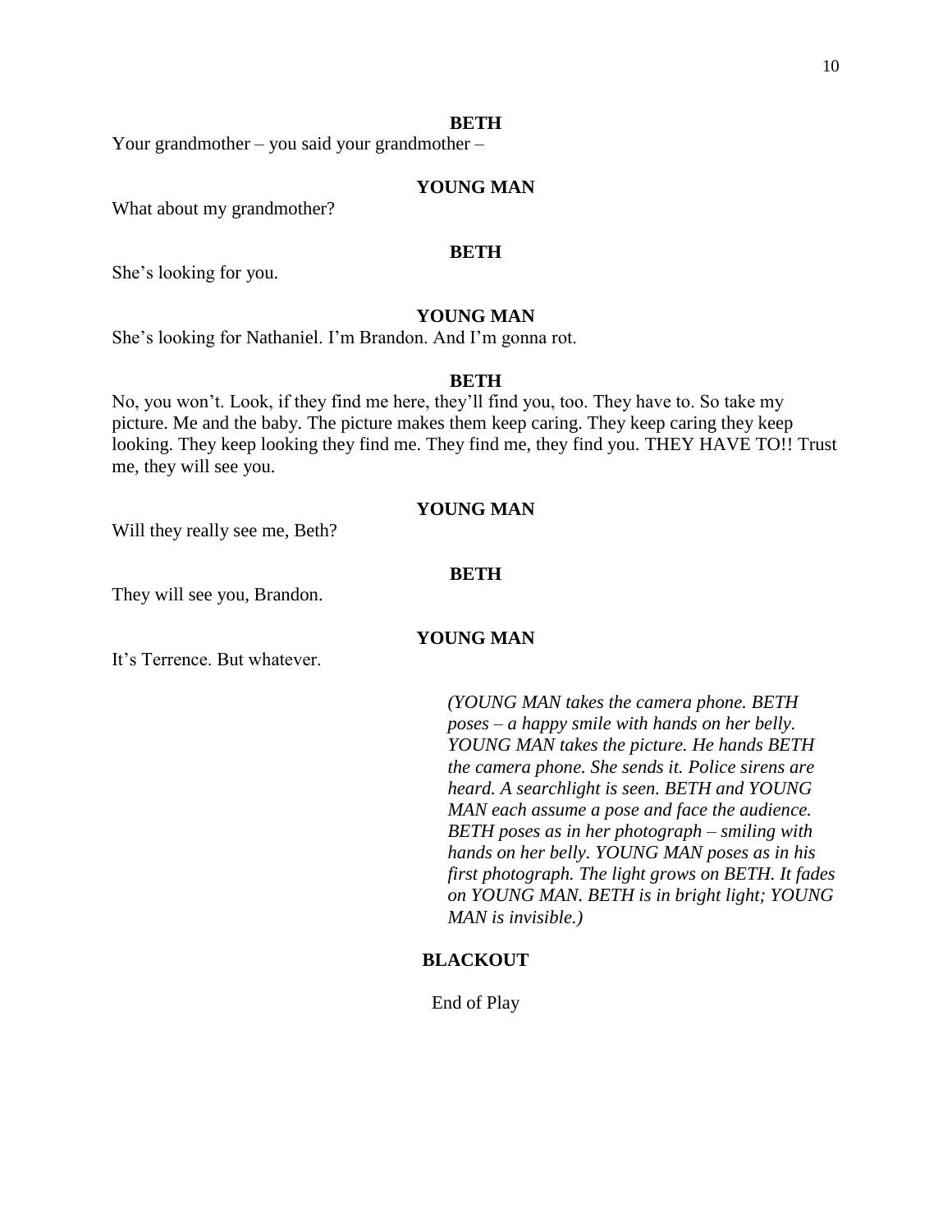**BETH**

Your grandmother – you said your grandmother –

**YOUNG MAN**

What about my grandmother?

**BETH**

She's looking for you.

**YOUNG MAN**

She's looking for Nathaniel. I'm Brandon. And I'm gonna rot.

**BETH**

No, you won't. Look, if they find me here, they'll find you, too. They have to. So take my picture. Me and the baby. The picture makes them keep caring. They keep caring they keep looking. They keep looking they find me. They find me, they find you. THEY HAVE TO!! Trust me, they will see you.

**YOUNG MAN**

Will they really see me, Beth?

**BETH**

They will see you, Brandon.

**YOUNG MAN**

It's Terrence. But whatever.

*(YOUNG MAN takes the camera phone. BETH poses – a happy smile with hands on her belly. YOUNG MAN takes the picture. He hands BETH the camera phone. She sends it. Police sirens are heard. A searchlight is seen. BETH and YOUNG MAN each assume a pose and face the audience. BETH poses as in her photograph – smiling with hands on her belly. YOUNG MAN poses as in his first photograph. The light grows on BETH. It fades on YOUNG MAN. BETH is in bright light; YOUNG MAN is invisible.)*

**BLACKOUT**

End of Play